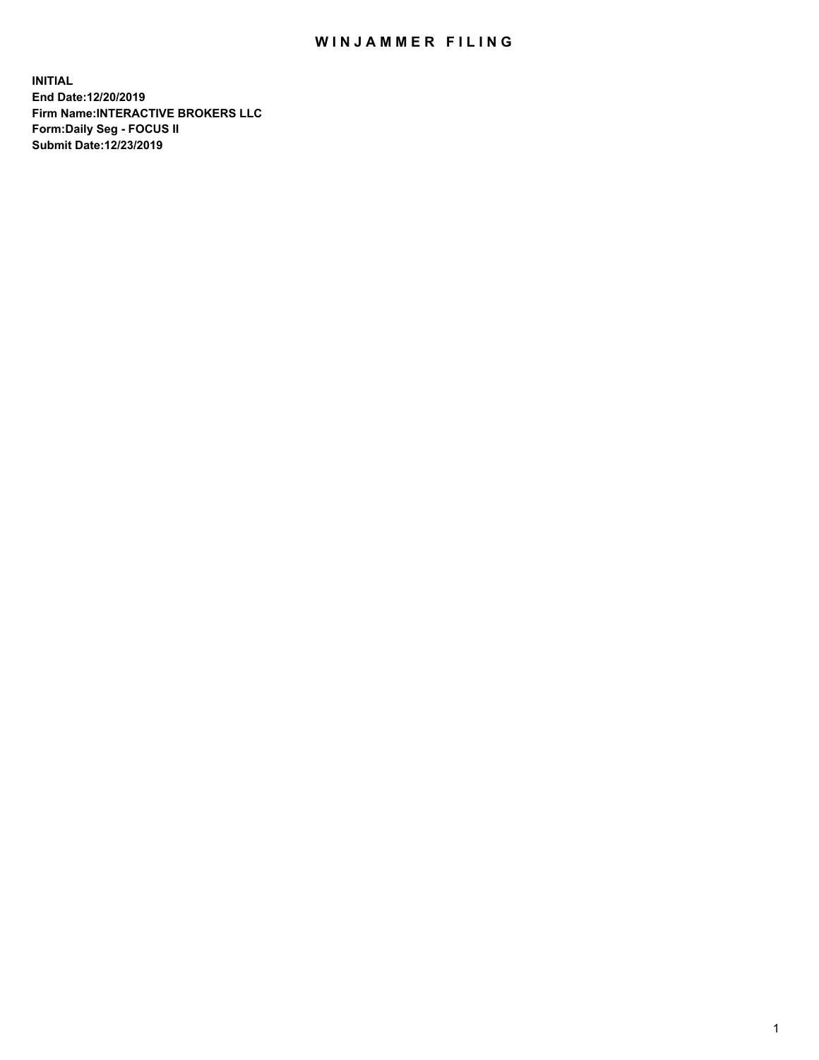# WINJAMMER FILING

**INITIAL**
**End Date:12/20/2019**
**Firm Name:INTERACTIVE BROKERS LLC**
**Form:Daily Seg - FOCUS II**
**Submit Date:12/23/2019**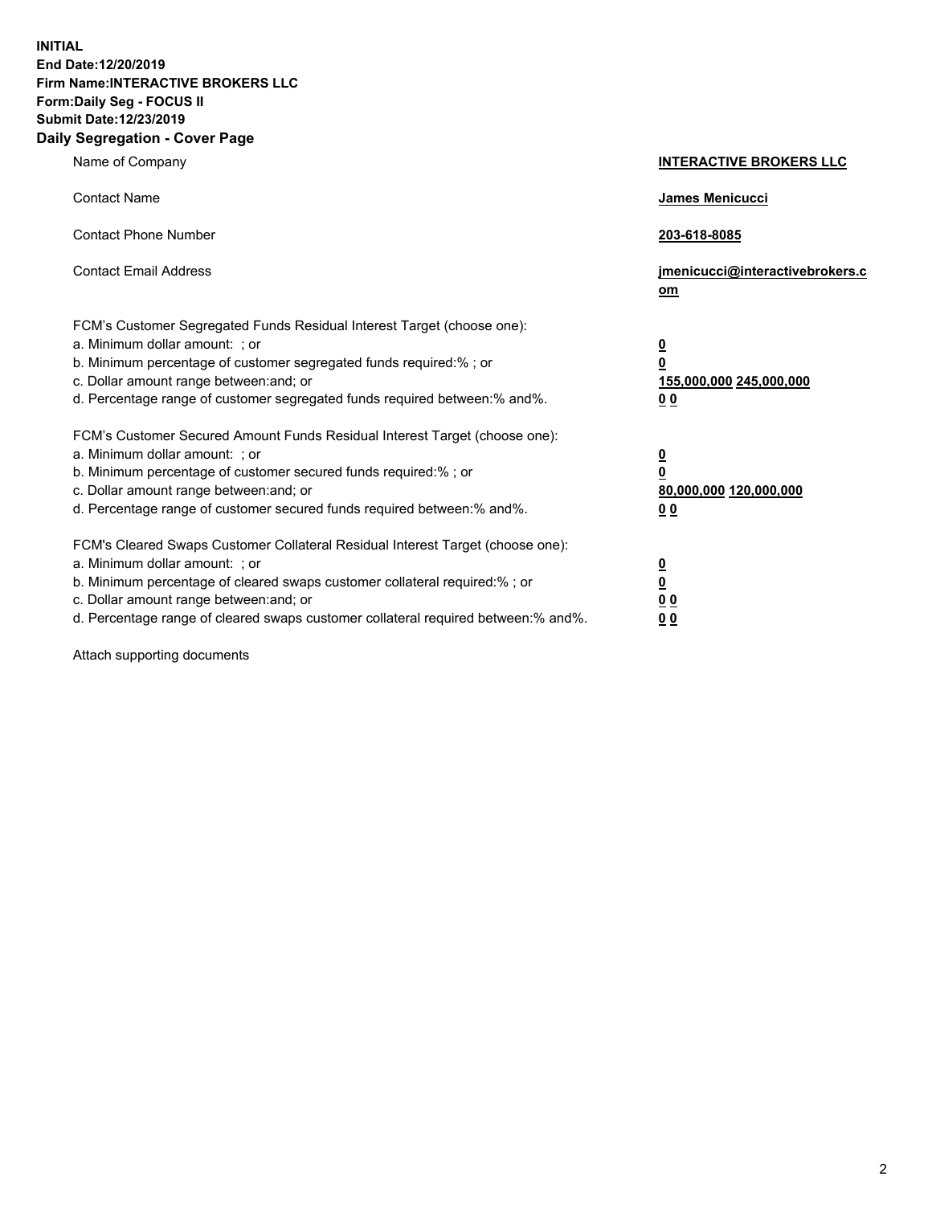**INITIAL**
**End Date:12/20/2019**
**Firm Name:INTERACTIVE BROKERS LLC**
**Form:Daily Seg - FOCUS II**
**Submit Date:12/23/2019**
**Daily Segregation - Cover Page**

| | |
|---|---|
| Name of Company | **INTERACTIVE BROKERS LLC** |
| Contact Name | **James Menicucci** |
| Contact Phone Number | **203-618-8085** |
| Contact Email Address | **jmenicucci@interactivebrokers.com** |

FCM's Customer Segregated Funds Residual Interest Target (choose one):

| | |
|---|---|
| a. Minimum dollar amount: ; or | **0** |
| b. Minimum percentage of customer segregated funds required:% ; or | **0** |
| c. Dollar amount range between:and; or | **155,000,000** **245,000,000** |
| d. Percentage range of customer segregated funds required between:% and%. | **0** **0** |

FCM's Customer Secured Amount Funds Residual Interest Target (choose one):

| | |
|---|---|
| a. Minimum dollar amount: ; or | **0** |
| b. Minimum percentage of customer secured funds required:% ; or | **0** |
| c. Dollar amount range between:and; or | **80,000,000** **120,000,000** |
| d. Percentage range of customer secured funds required between:% and%. | **0** **0** |

FCM's Cleared Swaps Customer Collateral Residual Interest Target (choose one):

| | |
|---|---|
| a. Minimum dollar amount: ; or | **0** |
| b. Minimum percentage of cleared swaps customer collateral required:% ; or | **0** |
| c. Dollar amount range between:and; or | **0** **0** |
| d. Percentage range of cleared swaps customer collateral required between:% and%. | **0** **0** |

Attach supporting documents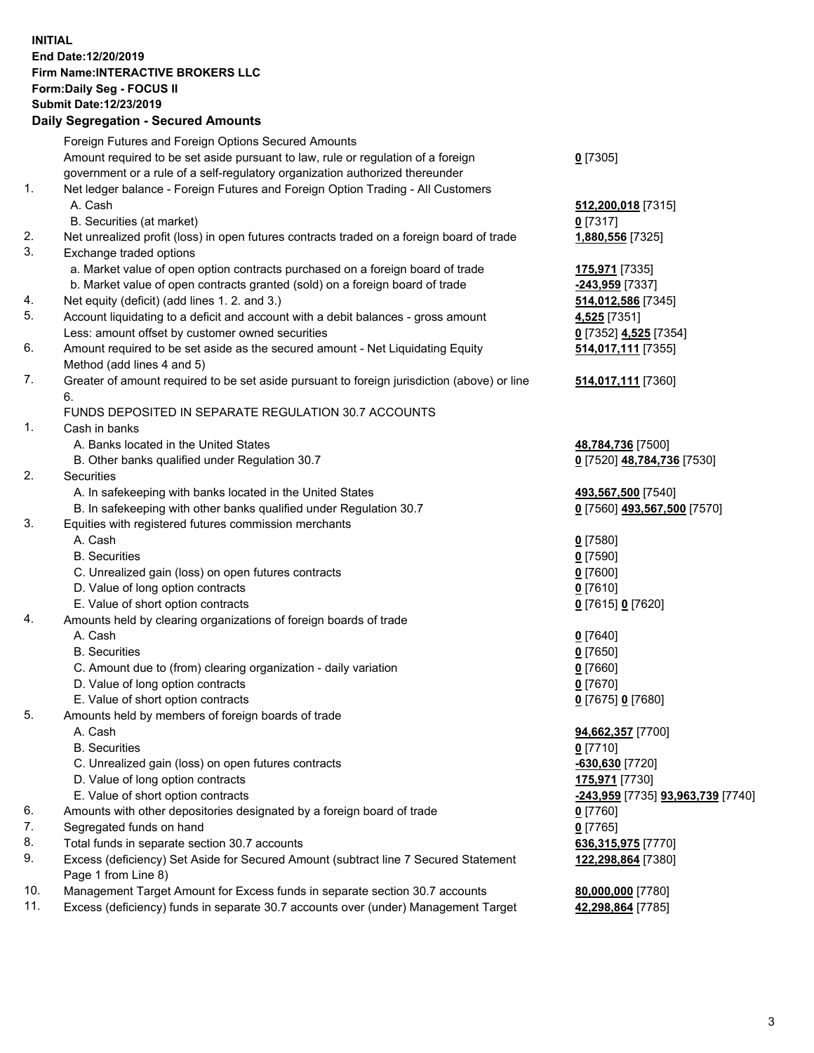**INITIAL**
**End Date:12/20/2019**
**Firm Name:INTERACTIVE BROKERS LLC**
**Form:Daily Seg - FOCUS II**
**Submit Date:12/23/2019**

### Daily Segregation - Secured Amounts

| | | |
|---|---|---|
| | Foreign Futures and Foreign Options Secured Amounts | |
| | Amount required to be set aside pursuant to law, rule or regulation of a foreign government or a rule of a self-regulatory organization authorized thereunder | **0** [7305] |
| 1. | Net ledger balance - Foreign Futures and Foreign Option Trading - All Customers | |
| | A. Cash | **512,200,018** [7315] |
| | B. Securities (at market) | **0** [7317] |
| 2. | Net unrealized profit (loss) in open futures contracts traded on a foreign board of trade | **1,880,556** [7325] |
| 3. | Exchange traded options | |
| | a. Market value of open option contracts purchased on a foreign board of trade | **175,971** [7335] |
| | b. Market value of open contracts granted (sold) on a foreign board of trade | **-243,959** [7337] |
| 4. | Net equity (deficit) (add lines 1. 2. and 3.) | **514,012,586** [7345] |
| 5. | Account liquidating to a deficit and account with a debit balances - gross amount | **4,525** [7351] |
| | Less: amount offset by customer owned securities | **0** [7352] **4,525** [7354] |
| 6. | Amount required to be set aside as the secured amount - Net Liquidating Equity Method (add lines 4 and 5) | **514,017,111** [7355] |
| 7. | Greater of amount required to be set aside pursuant to foreign jurisdiction (above) or line 6. | **514,017,111** [7360] |
| | FUNDS DEPOSITED IN SEPARATE REGULATION 30.7 ACCOUNTS | |
| 1. | Cash in banks | |
| | A. Banks located in the United States | **48,784,736** [7500] |
| | B. Other banks qualified under Regulation 30.7 | **0** [7520] **48,784,736** [7530] |
| 2. | Securities | |
| | A. In safekeeping with banks located in the United States | **493,567,500** [7540] |
| | B. In safekeeping with other banks qualified under Regulation 30.7 | **0** [7560] **493,567,500** [7570] |
| 3. | Equities with registered futures commission merchants | |
| | A. Cash | **0** [7580] |
| | B. Securities | **0** [7590] |
| | C. Unrealized gain (loss) on open futures contracts | **0** [7600] |
| | D. Value of long option contracts | **0** [7610] |
| | E. Value of short option contracts | **0** [7615] **0** [7620] |
| 4. | Amounts held by clearing organizations of foreign boards of trade | |
| | A. Cash | **0** [7640] |
| | B. Securities | **0** [7650] |
| | C. Amount due to (from) clearing organization - daily variation | **0** [7660] |
| | D. Value of long option contracts | **0** [7670] |
| | E. Value of short option contracts | **0** [7675] **0** [7680] |
| 5. | Amounts held by members of foreign boards of trade | |
| | A. Cash | **94,662,357** [7700] |
| | B. Securities | **0** [7710] |
| | C. Unrealized gain (loss) on open futures contracts | **-630,630** [7720] |
| | D. Value of long option contracts | **175,971** [7730] |
| | E. Value of short option contracts | **-243,959** [7735] **93,963,739** [7740] |
| 6. | Amounts with other depositories designated by a foreign board of trade | **0** [7760] |
| 7. | Segregated funds on hand | **0** [7765] |
| 8. | Total funds in separate section 30.7 accounts | **636,315,975** [7770] |
| 9. | Excess (deficiency) Set Aside for Secured Amount (subtract line 7 Secured Statement Page 1 from Line 8) | **122,298,864** [7380] |
| 10. | Management Target Amount for Excess funds in separate section 30.7 accounts | **80,000,000** [7780] |
| 11. | Excess (deficiency) funds in separate 30.7 accounts over (under) Management Target | **42,298,864** [7785] |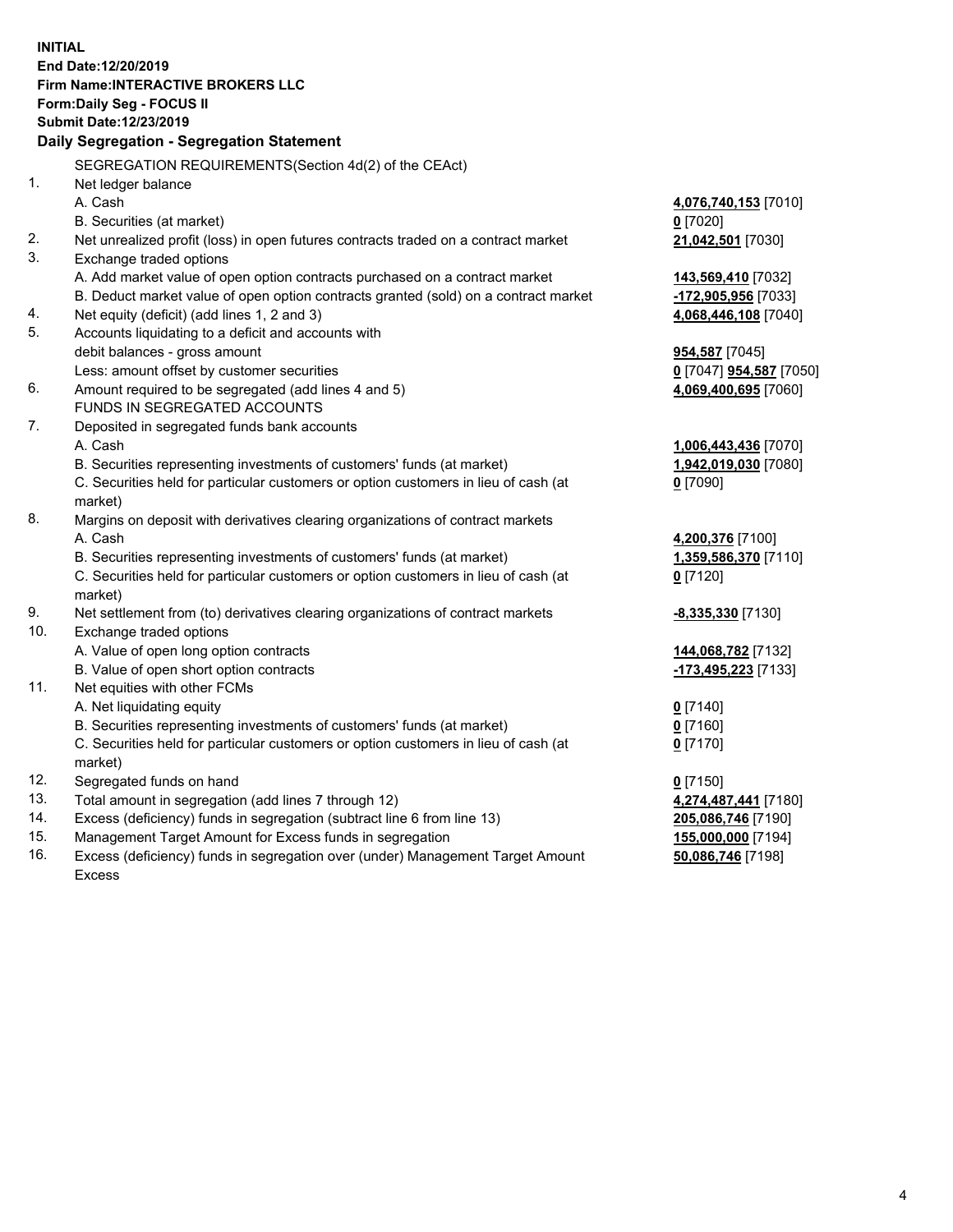**INITIAL**
**End Date:12/20/2019**
**Firm Name:INTERACTIVE BROKERS LLC**
**Form:Daily Seg - FOCUS II**
**Submit Date:12/23/2019**

### Daily Segregation - Segregation Statement

| | | |
|---|---|---|
| | SEGREGATION REQUIREMENTS(Section 4d(2) of the CEAct) | |
| 1. | Net ledger balance | |
| | A. Cash | **4,076,740,153** [7010] |
| | B. Securities (at market) | **0** [7020] |
| 2. | Net unrealized profit (loss) in open futures contracts traded on a contract market | **21,042,501** [7030] |
| 3. | Exchange traded options | |
| | A. Add market value of open option contracts purchased on a contract market | **143,569,410** [7032] |
| | B. Deduct market value of open option contracts granted (sold) on a contract market | **-172,905,956** [7033] |
| 4. | Net equity (deficit) (add lines 1, 2 and 3) | **4,068,446,108** [7040] |
| 5. | Accounts liquidating to a deficit and accounts with | |
| | debit balances - gross amount | **954,587** [7045] |
| | Less: amount offset by customer securities | **0** [7047] **954,587** [7050] |
| 6. | Amount required to be segregated (add lines 4 and 5) | **4,069,400,695** [7060] |
| | FUNDS IN SEGREGATED ACCOUNTS | |
| 7. | Deposited in segregated funds bank accounts | |
| | A. Cash | **1,006,443,436** [7070] |
| | B. Securities representing investments of customers' funds (at market) | **1,942,019,030** [7080] |
| | C. Securities held for particular customers or option customers in lieu of cash (at market) | **0** [7090] |
| 8. | Margins on deposit with derivatives clearing organizations of contract markets | |
| | A. Cash | **4,200,376** [7100] |
| | B. Securities representing investments of customers' funds (at market) | **1,359,586,370** [7110] |
| | C. Securities held for particular customers or option customers in lieu of cash (at market) | **0** [7120] |
| 9. | Net settlement from (to) derivatives clearing organizations of contract markets | **-8,335,330** [7130] |
| 10. | Exchange traded options | |
| | A. Value of open long option contracts | **144,068,782** [7132] |
| | B. Value of open short option contracts | **-173,495,223** [7133] |
| 11. | Net equities with other FCMs | |
| | A. Net liquidating equity | **0** [7140] |
| | B. Securities representing investments of customers' funds (at market) | **0** [7160] |
| | C. Securities held for particular customers or option customers in lieu of cash (at market) | **0** [7170] |
| 12. | Segregated funds on hand | **0** [7150] |
| 13. | Total amount in segregation (add lines 7 through 12) | **4,274,487,441** [7180] |
| 14. | Excess (deficiency) funds in segregation (subtract line 6 from line 13) | **205,086,746** [7190] |
| 15. | Management Target Amount for Excess funds in segregation | **155,000,000** [7194] |
| 16. | Excess (deficiency) funds in segregation over (under) Management Target Amount Excess | **50,086,746** [7198] |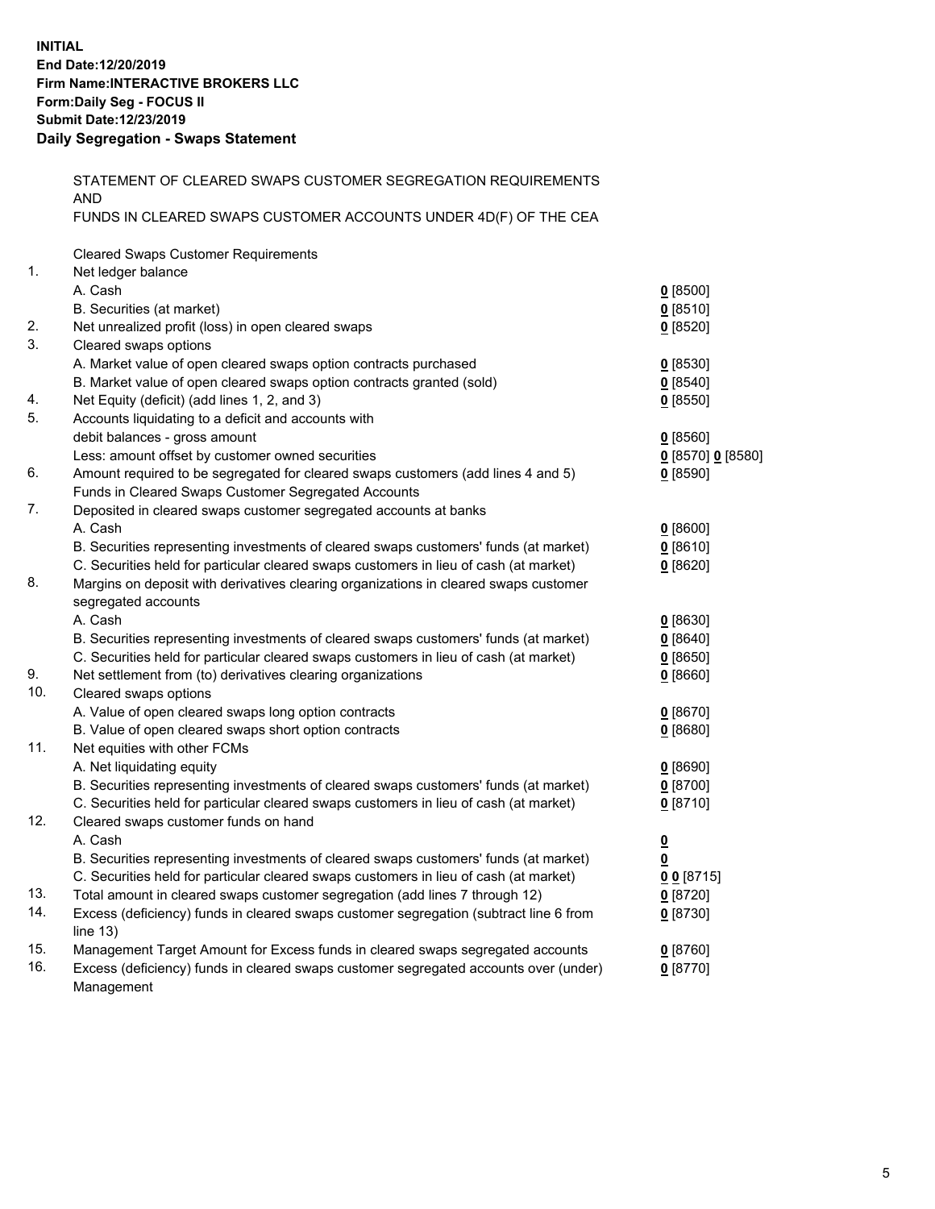**INITIAL**
**End Date:12/20/2019**
**Firm Name:INTERACTIVE BROKERS LLC**
**Form:Daily Seg - FOCUS II**
**Submit Date:12/23/2019**
**Daily Segregation - Swaps Statement**

STATEMENT OF CLEARED SWAPS CUSTOMER SEGREGATION REQUIREMENTS AND FUNDS IN CLEARED SWAPS CUSTOMER ACCOUNTS UNDER 4D(F) OF THE CEA

| | | |
|---|---|---|
| | Cleared Swaps Customer Requirements | |
| 1. | Net ledger balance | |
| | A. Cash | 0 [8500] |
| | B. Securities (at market) | 0 [8510] |
| 2. | Net unrealized profit (loss) in open cleared swaps | 0 [8520] |
| 3. | Cleared swaps options | |
| | A. Market value of open cleared swaps option contracts purchased | 0 [8530] |
| | B. Market value of open cleared swaps option contracts granted (sold) | 0 [8540] |
| 4. | Net Equity (deficit) (add lines 1, 2, and 3) | 0 [8550] |
| 5. | Accounts liquidating to a deficit and accounts with debit balances - gross amount | 0 [8560] |
| | Less: amount offset by customer owned securities | 0 [8570] 0 [8580] |
| 6. | Amount required to be segregated for cleared swaps customers (add lines 4 and 5) | 0 [8590] |
| | Funds in Cleared Swaps Customer Segregated Accounts | |
| 7. | Deposited in cleared swaps customer segregated accounts at banks | |
| | A. Cash | 0 [8600] |
| | B. Securities representing investments of cleared swaps customers' funds (at market) | 0 [8610] |
| | C. Securities held for particular cleared swaps customers in lieu of cash (at market) | 0 [8620] |
| 8. | Margins on deposit with derivatives clearing organizations in cleared swaps customer segregated accounts | |
| | A. Cash | 0 [8630] |
| | B. Securities representing investments of cleared swaps customers' funds (at market) | 0 [8640] |
| | C. Securities held for particular cleared swaps customers in lieu of cash (at market) | 0 [8650] |
| 9. | Net settlement from (to) derivatives clearing organizations | 0 [8660] |
| 10. | Cleared swaps options | |
| | A. Value of open cleared swaps long option contracts | 0 [8670] |
| | B. Value of open cleared swaps short option contracts | 0 [8680] |
| 11. | Net equities with other FCMs | |
| | A. Net liquidating equity | 0 [8690] |
| | B. Securities representing investments of cleared swaps customers' funds (at market) | 0 [8700] |
| | C. Securities held for particular cleared swaps customers in lieu of cash (at market) | 0 [8710] |
| 12. | Cleared swaps customer funds on hand | |
| | A. Cash | 0 |
| | B. Securities representing investments of cleared swaps customers' funds (at market) | 0 |
| | C. Securities held for particular cleared swaps customers in lieu of cash (at market) | 0 0 [8715] |
| 13. | Total amount in cleared swaps customer segregation (add lines 7 through 12) | 0 [8720] |
| 14. | Excess (deficiency) funds in cleared swaps customer segregation (subtract line 6 from line 13) | 0 [8730] |
| 15. | Management Target Amount for Excess funds in cleared swaps segregated accounts | 0 [8760] |
| 16. | Excess (deficiency) funds in cleared swaps customer segregated accounts over (under) Management | 0 [8770] |